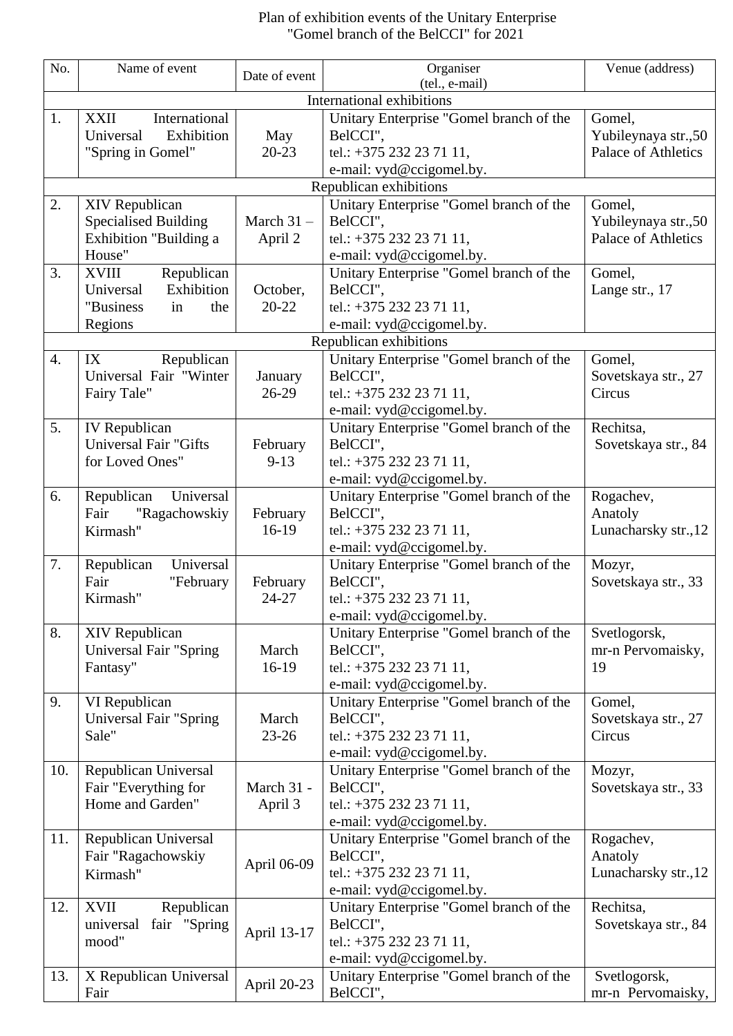# Plan of exhibition events of the Unitary Enterprise "Gomel branch of the BelCCI" for 2021

| No. | Name of event | Date of event | Organiser (tel., e-mail) | Venue (address) |
|---|---|---|---|---|
| International exhibitions | | | | |
| 1. | XXII International Universal Exhibition "Spring in Gomel" | May 20-23 | Unitary Enterprise "Gomel branch of the BelCCI", tel.: +375 232 23 71 11, e-mail: vyd@ccigomel.by. | Gomel, Yubileynaya str.,50 Palace of Athletics |
| Republican exhibitions | | | | |
| 2. | XIV Republican Specialised Building Exhibition "Building a House" | March 31 – April 2 | Unitary Enterprise "Gomel branch of the BelCCI", tel.: +375 232 23 71 11, e-mail: vyd@ccigomel.by. | Gomel, Yubileynaya str.,50 Palace of Athletics |
| 3. | XVIII Republican Universal Exhibition "Business in the Regions | October, 20-22 | Unitary Enterprise "Gomel branch of the BelCCI", tel.: +375 232 23 71 11, e-mail: vyd@ccigomel.by. | Gomel, Lange str., 17 |
| Republican exhibitions | | | | |
| 4. | IX Republican Universal Fair "Winter Fairy Tale" | January 26-29 | Unitary Enterprise "Gomel branch of the BelCCI", tel.: +375 232 23 71 11, e-mail: vyd@ccigomel.by. | Gomel, Sovetskaya str., 27 Circus |
| 5. | IV Republican Universal Fair "Gifts for Loved Ones" | February 9-13 | Unitary Enterprise "Gomel branch of the BelCCI", tel.: +375 232 23 71 11, e-mail: vyd@ccigomel.by. | Rechitsa, Sovetskaya str., 84 |
| 6. | Republican Universal Fair "Ragachowskiy Kirmash" | February 16-19 | Unitary Enterprise "Gomel branch of the BelCCI", tel.: +375 232 23 71 11, e-mail: vyd@ccigomel.by. | Rogachev, Anatoly Lunacharsky str.,12 |
| 7. | Republican Universal Fair "February Kirmash" | February 24-27 | Unitary Enterprise "Gomel branch of the BelCCI", tel.: +375 232 23 71 11, e-mail: vyd@ccigomel.by. | Mozyr, Sovetskaya str., 33 |
| 8. | XIV Republican Universal Fair "Spring Fantasy" | March 16-19 | Unitary Enterprise "Gomel branch of the BelCCI", tel.: +375 232 23 71 11, e-mail: vyd@ccigomel.by. | Svetlogorsk, mr-n Pervomaisky, 19 |
| 9. | VI Republican Universal Fair "Spring Sale" | March 23-26 | Unitary Enterprise "Gomel branch of the BelCCI", tel.: +375 232 23 71 11, e-mail: vyd@ccigomel.by. | Gomel, Sovetskaya str., 27 Circus |
| 10. | Republican Universal Fair "Everything for Home and Garden" | March 31 - April 3 | Unitary Enterprise "Gomel branch of the BelCCI", tel.: +375 232 23 71 11, e-mail: vyd@ccigomel.by. | Mozyr, Sovetskaya str., 33 |
| 11. | Republican Universal Fair "Ragachowskiy Kirmash" | April 06-09 | Unitary Enterprise "Gomel branch of the BelCCI", tel.: +375 232 23 71 11, e-mail: vyd@ccigomel.by. | Rogachev, Anatoly Lunacharsky str.,12 |
| 12. | XVII Republican universal fair "Spring mood" | April 13-17 | Unitary Enterprise "Gomel branch of the BelCCI", tel.: +375 232 23 71 11, e-mail: vyd@ccigomel.by. | Rechitsa, Sovetskaya str., 84 |
| 13. | X Republican Universal Fair | April 20-23 | Unitary Enterprise "Gomel branch of the BelCCI", | Svetlogorsk, mr-n Pervomaisky, |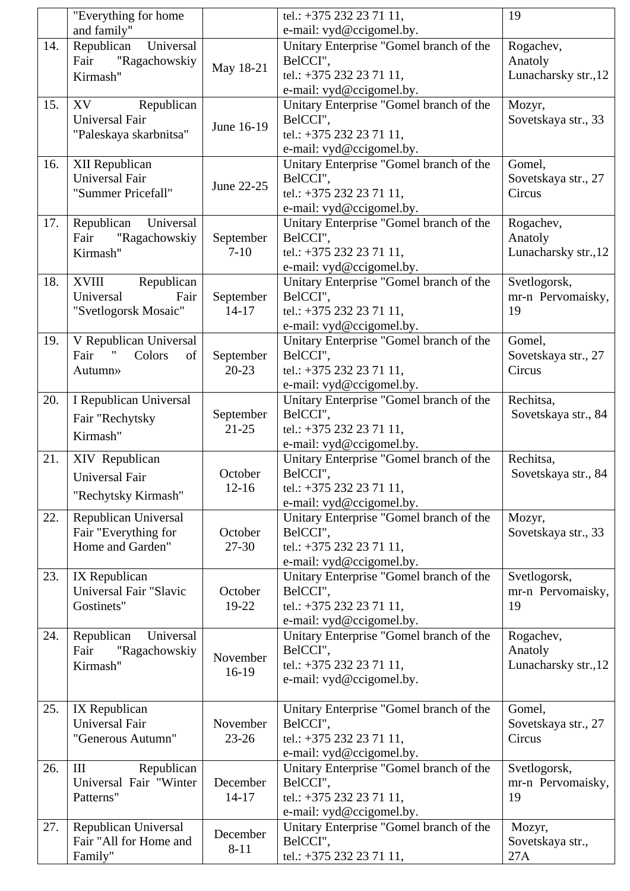|  | "Everything for home and family" |  | tel.: +375 232 23 71 11, e-mail: vyd@ccigomel.by. | 19 |
|---|---|---|---|---|
| 14. | Republican Universal Fair "Ragachowskiy Kirmash" | May 18-21 | Unitary Enterprise "Gomel branch of the BelCCI", tel.: +375 232 23 71 11, e-mail: vyd@ccigomel.by. | Rogachev, Anatoly Lunacharsky str.,12 |
| 15. | XV Republican Universal Fair "Paleskaya skarbnitsa" | June 16-19 | Unitary Enterprise "Gomel branch of the BelCCI", tel.: +375 232 23 71 11, e-mail: vyd@ccigomel.by. | Mozyr, Sovetskaya str., 33 |
| 16. | XII Republican Universal Fair "Summer Pricefall" | June 22-25 | Unitary Enterprise "Gomel branch of the BelCCI", tel.: +375 232 23 71 11, e-mail: vyd@ccigomel.by. | Gomel, Sovetskaya str., 27 Circus |
| 17. | Republican Universal Fair "Ragachowskiy Kirmash" | September 7-10 | Unitary Enterprise "Gomel branch of the BelCCI", tel.: +375 232 23 71 11, e-mail: vyd@ccigomel.by. | Rogachev, Anatoly Lunacharsky str.,12 |
| 18. | XVIII Republican Universal Fair "Svetlogorsk Mosaic" | September 14-17 | Unitary Enterprise "Gomel branch of the BelCCI", tel.: +375 232 23 71 11, e-mail: vyd@ccigomel.by. | Svetlogorsk, mr-n Pervomaisky, 19 |
| 19. | V Republican Universal Fair " Colors of Autumn» | September 20-23 | Unitary Enterprise "Gomel branch of the BelCCI", tel.: +375 232 23 71 11, e-mail: vyd@ccigomel.by. | Gomel, Sovetskaya str., 27 Circus |
| 20. | I Republican Universal Fair "Rechytsky Kirmash" | September 21-25 | Unitary Enterprise "Gomel branch of the BelCCI", tel.: +375 232 23 71 11, e-mail: vyd@ccigomel.by. | Rechitsa, Sovetskaya str., 84 |
| 21. | XIV Republican Universal Fair "Rechytsky Kirmash" | October 12-16 | Unitary Enterprise "Gomel branch of the BelCCI", tel.: +375 232 23 71 11, e-mail: vyd@ccigomel.by. | Rechitsa, Sovetskaya str., 84 |
| 22. | Republican Universal Fair "Everything for Home and Garden" | October 27-30 | Unitary Enterprise "Gomel branch of the BelCCI", tel.: +375 232 23 71 11, e-mail: vyd@ccigomel.by. | Mozyr, Sovetskaya str., 33 |
| 23. | IX Republican Universal Fair "Slavic Gostinets" | October 19-22 | Unitary Enterprise "Gomel branch of the BelCCI", tel.: +375 232 23 71 11, e-mail: vyd@ccigomel.by. | Svetlogorsk, mr-n Pervomaisky, 19 |
| 24. | Republican Universal Fair "Ragachowskiy Kirmash" | November 16-19 | Unitary Enterprise "Gomel branch of the BelCCI", tel.: +375 232 23 71 11, e-mail: vyd@ccigomel.by. | Rogachev, Anatoly Lunacharsky str.,12 |
| 25. | IX Republican Universal Fair "Generous Autumn" | November 23-26 | Unitary Enterprise "Gomel branch of the BelCCI", tel.: +375 232 23 71 11, e-mail: vyd@ccigomel.by. | Gomel, Sovetskaya str., 27 Circus |
| 26. | III Republican Universal Fair "Winter Patterns" | December 14-17 | Unitary Enterprise "Gomel branch of the BelCCI", tel.: +375 232 23 71 11, e-mail: vyd@ccigomel.by. | Svetlogorsk, mr-n Pervomaisky, 19 |
| 27. | Republican Universal Fair "All for Home and Family" | December 8-11 | Unitary Enterprise "Gomel branch of the BelCCI", tel.: +375 232 23 71 11, | Mozyr, Sovetskaya str., 27A |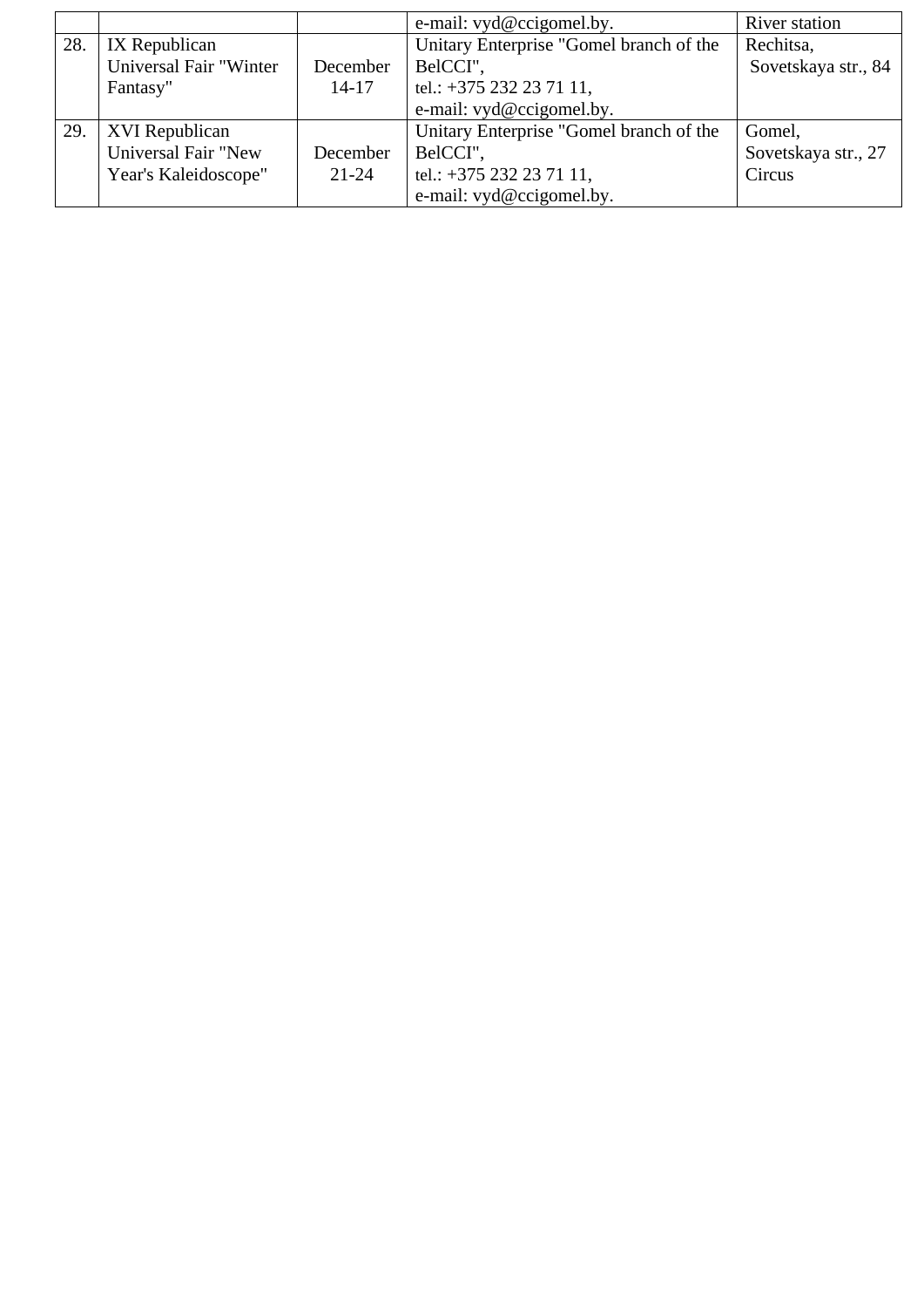| | | | | |
|---|---|---|---|---|
| | | | e-mail: vyd@ccigomel.by. | River station |
| 28. | IX Republican Universal Fair "Winter Fantasy" | December 14-17 | Unitary Enterprise "Gomel branch of the BelCCI", tel.: +375 232 23 71 11, e-mail: vyd@ccigomel.by. | Rechitsa, Sovetskaya str., 84 |
| 29. | XVI Republican Universal Fair "New Year's Kaleidoscope" | December 21-24 | Unitary Enterprise "Gomel branch of the BelCCI", tel.: +375 232 23 71 11, e-mail: vyd@ccigomel.by. | Gomel, Sovetskaya str., 27 Circus |